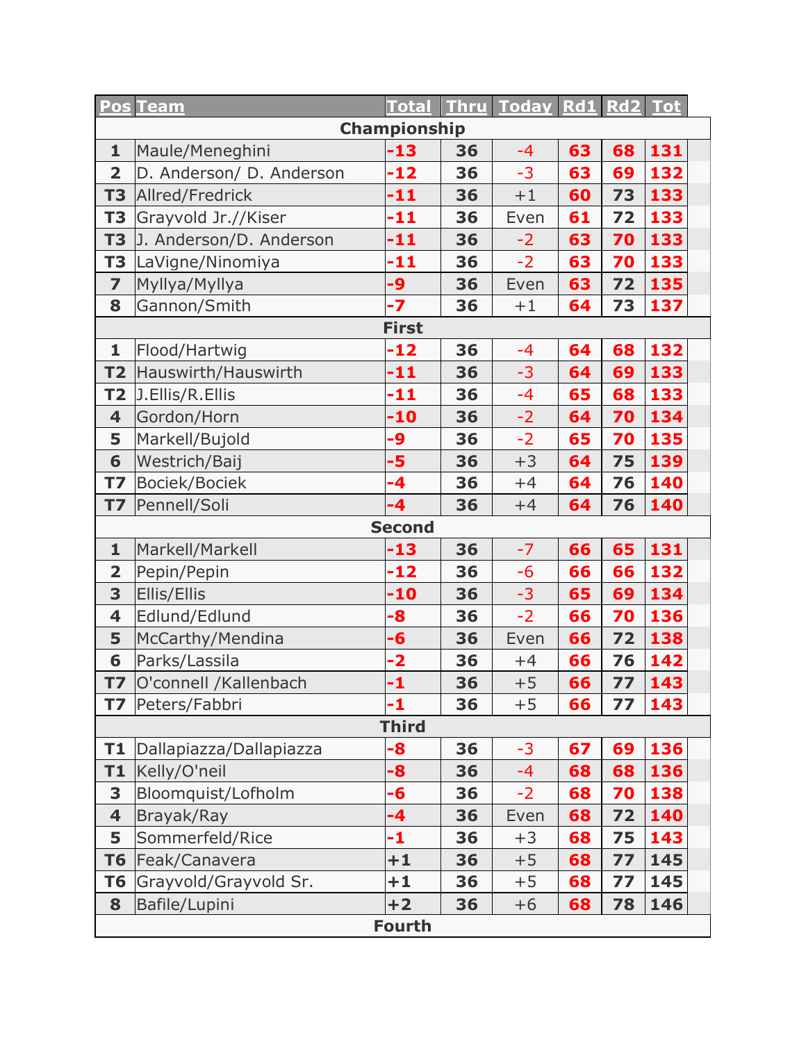| Pos | Team | Total | Thru | Today | Rd1 | Rd2 | Tot |
|---|---|---|---|---|---|---|---|
| **Championship** | | | | | | | |
| 1 | Maule/Meneghini | -13 | 36 | -4 | 63 | 68 | 131 |
| 2 | D. Anderson/ D. Anderson | -12 | 36 | -3 | 63 | 69 | 132 |
| T3 | Allred/Fredrick | -11 | 36 | +1 | 60 | 73 | 133 |
| T3 | Grayvold Jr.//Kiser | -11 | 36 | Even | 61 | 72 | 133 |
| T3 | J. Anderson/D. Anderson | -11 | 36 | -2 | 63 | 70 | 133 |
| T3 | LaVigne/Ninomiya | -11 | 36 | -2 | 63 | 70 | 133 |
| 7 | Myllya/Myllya | -9 | 36 | Even | 63 | 72 | 135 |
| 8 | Gannon/Smith | -7 | 36 | +1 | 64 | 73 | 137 |
| **First** | | | | | | | |
| 1 | Flood/Hartwig | -12 | 36 | -4 | 64 | 68 | 132 |
| T2 | Hauswirth/Hauswirth | -11 | 36 | -3 | 64 | 69 | 133 |
| T2 | J.Ellis/R.Ellis | -11 | 36 | -4 | 65 | 68 | 133 |
| 4 | Gordon/Horn | -10 | 36 | -2 | 64 | 70 | 134 |
| 5 | Markell/Bujold | -9 | 36 | -2 | 65 | 70 | 135 |
| 6 | Westrich/Baij | -5 | 36 | +3 | 64 | 75 | 139 |
| T7 | Bociek/Bociek | -4 | 36 | +4 | 64 | 76 | 140 |
| T7 | Pennell/Soli | -4 | 36 | +4 | 64 | 76 | 140 |
| **Second** | | | | | | | |
| 1 | Markell/Markell | -13 | 36 | -7 | 66 | 65 | 131 |
| 2 | Pepin/Pepin | -12 | 36 | -6 | 66 | 66 | 132 |
| 3 | Ellis/Ellis | -10 | 36 | -3 | 65 | 69 | 134 |
| 4 | Edlund/Edlund | -8 | 36 | -2 | 66 | 70 | 136 |
| 5 | McCarthy/Mendina | -6 | 36 | Even | 66 | 72 | 138 |
| 6 | Parks/Lassila | -2 | 36 | +4 | 66 | 76 | 142 |
| T7 | O'connell /Kallenbach | -1 | 36 | +5 | 66 | 77 | 143 |
| T7 | Peters/Fabbri | -1 | 36 | +5 | 66 | 77 | 143 |
| **Third** | | | | | | | |
| T1 | Dallapiazza/Dallapiazza | -8 | 36 | -3 | 67 | 69 | 136 |
| T1 | Kelly/O'neil | -8 | 36 | -4 | 68 | 68 | 136 |
| 3 | Bloomquist/Lofholm | -6 | 36 | -2 | 68 | 70 | 138 |
| 4 | Brayak/Ray | -4 | 36 | Even | 68 | 72 | 140 |
| 5 | Sommerfeld/Rice | -1 | 36 | +3 | 68 | 75 | 143 |
| T6 | Feak/Canavera | +1 | 36 | +5 | 68 | 77 | 145 |
| T6 | Grayvold/Grayvold Sr. | +1 | 36 | +5 | 68 | 77 | 145 |
| 8 | Bafile/Lupini | +2 | 36 | +6 | 68 | 78 | 146 |
| **Fourth** | | | | | | | |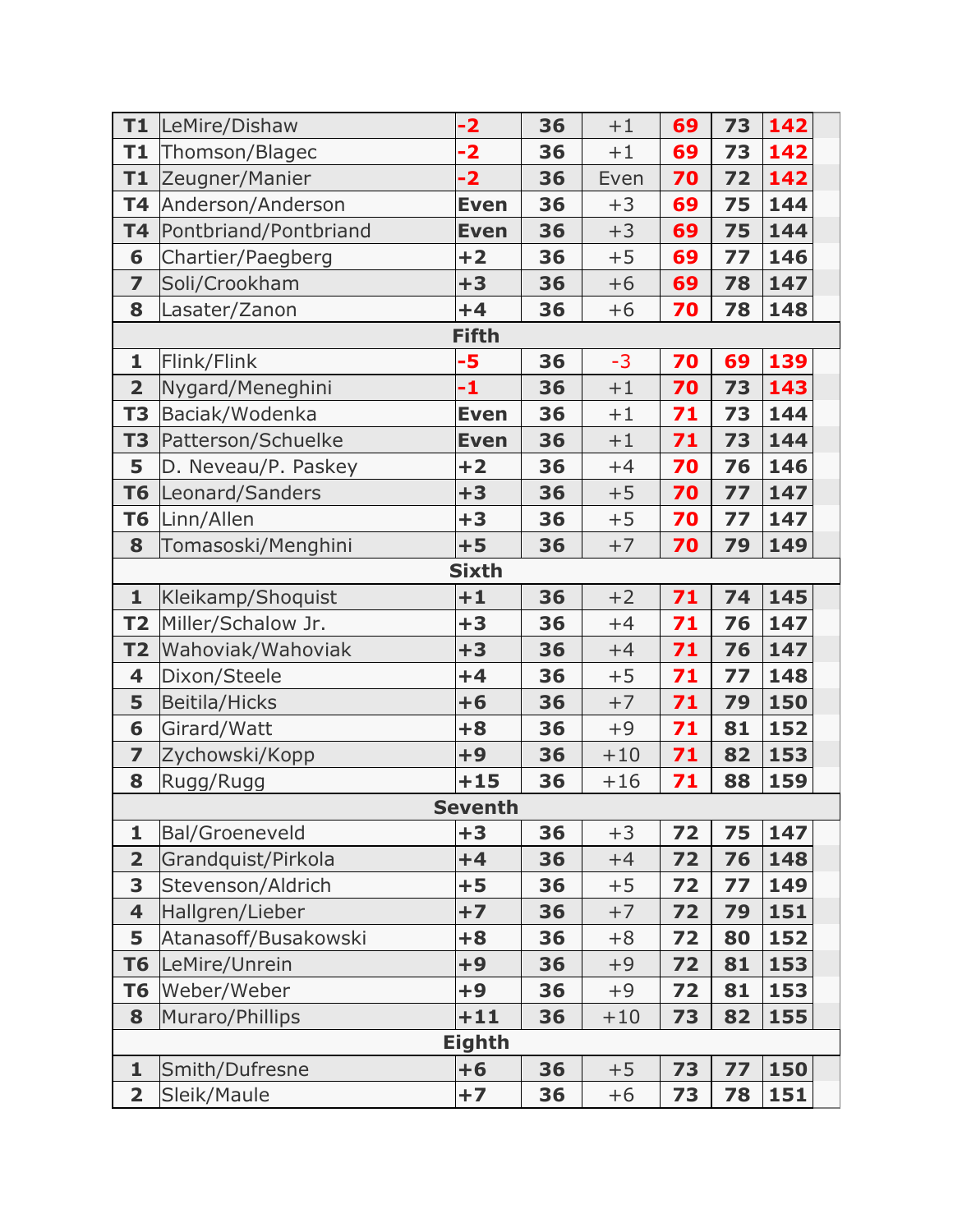| | | | | | | | | |
|---|---|---|---|---|---|---|---|---|
| **T1** | LeMire/Dishaw | **-2** | **36** | +1 | **69** | **73** | **142** | |
| **T1** | Thomson/Blagec | **-2** | **36** | +1 | **69** | **73** | **142** | |
| **T1** | Zeugner/Manier | **-2** | **36** | Even | **70** | **72** | **142** | |
| **T4** | Anderson/Anderson | **Even** | **36** | +3 | **69** | **75** | **144** | |
| **T4** | Pontbriand/Pontbriand | **Even** | **36** | +3 | **69** | **75** | **144** | |
| **6** | Chartier/Paegberg | **+2** | **36** | +5 | **69** | **77** | **146** | |
| **7** | Soli/Crookham | **+3** | **36** | +6 | **69** | **78** | **147** | |
| **8** | Lasater/Zanon | **+4** | **36** | +6 | **70** | **78** | **148** | |
| | | **Fifth** | | | | | | |
| **1** | Flink/Flink | **-5** | **36** | -3 | **70** | **69** | **139** | |
| **2** | Nygard/Meneghini | **-1** | **36** | +1 | **70** | **73** | **143** | |
| **T3** | Baciak/Wodenka | **Even** | **36** | +1 | **71** | **73** | **144** | |
| **T3** | Patterson/Schuelke | **Even** | **36** | +1 | **71** | **73** | **144** | |
| **5** | D. Neveau/P. Paskey | **+2** | **36** | +4 | **70** | **76** | **146** | |
| **T6** | Leonard/Sanders | **+3** | **36** | +5 | **70** | **77** | **147** | |
| **T6** | Linn/Allen | **+3** | **36** | +5 | **70** | **77** | **147** | |
| **8** | Tomasoski/Menghini | **+5** | **36** | +7 | **70** | **79** | **149** | |
| | | **Sixth** | | | | | | |
| **1** | Kleikamp/Shoquist | **+1** | **36** | +2 | **71** | **74** | **145** | |
| **T2** | Miller/Schalow Jr. | **+3** | **36** | +4 | **71** | **76** | **147** | |
| **T2** | Wahoviak/Wahoviak | **+3** | **36** | +4 | **71** | **76** | **147** | |
| **4** | Dixon/Steele | **+4** | **36** | +5 | **71** | **77** | **148** | |
| **5** | Beitila/Hicks | **+6** | **36** | +7 | **71** | **79** | **150** | |
| **6** | Girard/Watt | **+8** | **36** | +9 | **71** | **81** | **152** | |
| **7** | Zychowski/Kopp | **+9** | **36** | +10 | **71** | **82** | **153** | |
| **8** | Rugg/Rugg | **+15** | **36** | +16 | **71** | **88** | **159** | |
| | | **Seventh** | | | | | | |
| **1** | Bal/Groeneveld | **+3** | **36** | +3 | **72** | **75** | **147** | |
| **2** | Grandquist/Pirkola | **+4** | **36** | +4 | **72** | **76** | **148** | |
| **3** | Stevenson/Aldrich | **+5** | **36** | +5 | **72** | **77** | **149** | |
| **4** | Hallgren/Lieber | **+7** | **36** | +7 | **72** | **79** | **151** | |
| **5** | Atanasoff/Busakowski | **+8** | **36** | +8 | **72** | **80** | **152** | |
| **T6** | LeMire/Unrein | **+9** | **36** | +9 | **72** | **81** | **153** | |
| **T6** | Weber/Weber | **+9** | **36** | +9 | **72** | **81** | **153** | |
| **8** | Muraro/Phillips | **+11** | **36** | +10 | **73** | **82** | **155** | |
| | | **Eighth** | | | | | | |
| **1** | Smith/Dufresne | **+6** | **36** | +5 | **73** | **77** | **150** | |
| **2** | Sleik/Maule | **+7** | **36** | +6 | **73** | **78** | **151** | |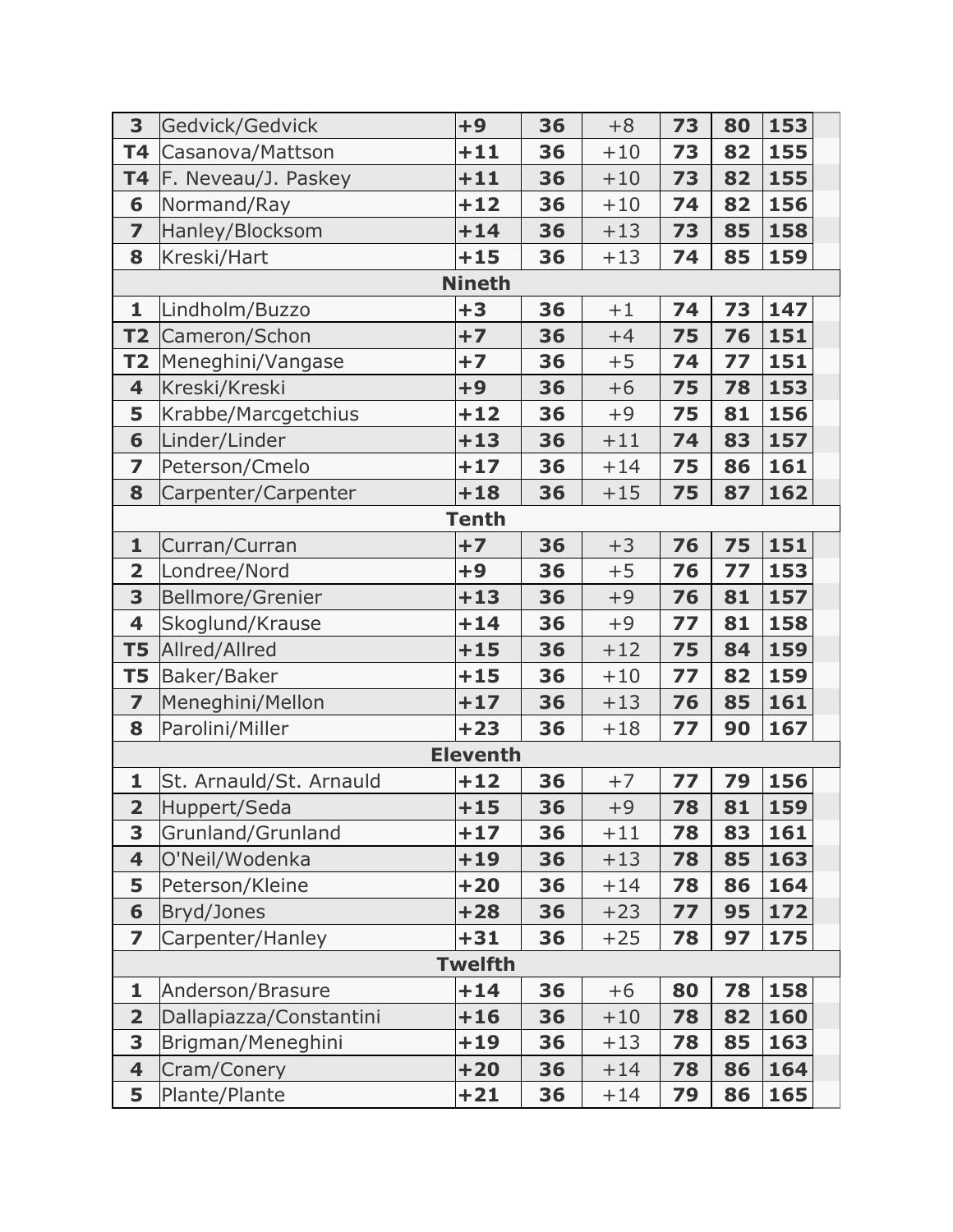| | | | | | | | | |
|---|---|---|---|---|---|---|---|---|
| **3** | Gedvick/Gedvick | **+9** | **36** | +8 | **73** | **80** | **153** | |
| **T4** | Casanova/Mattson | **+11** | **36** | +10 | **73** | **82** | **155** | |
| **T4** | F. Neveau/J. Paskey | **+11** | **36** | +10 | **73** | **82** | **155** | |
| **6** | Normand/Ray | **+12** | **36** | +10 | **74** | **82** | **156** | |
| **7** | Hanley/Blocksom | **+14** | **36** | +13 | **73** | **85** | **158** | |
| **8** | Kreski/Hart | **+15** | **36** | +13 | **74** | **85** | **159** | |
| | | | **Nineth** | | | | | |
| **1** | Lindholm/Buzzo | **+3** | **36** | +1 | **74** | **73** | **147** | |
| **T2** | Cameron/Schon | **+7** | **36** | +4 | **75** | **76** | **151** | |
| **T2** | Meneghini/Vangase | **+7** | **36** | +5 | **74** | **77** | **151** | |
| **4** | Kreski/Kreski | **+9** | **36** | +6 | **75** | **78** | **153** | |
| **5** | Krabbe/Marcgetchius | **+12** | **36** | +9 | **75** | **81** | **156** | |
| **6** | Linder/Linder | **+13** | **36** | +11 | **74** | **83** | **157** | |
| **7** | Peterson/Cmelo | **+17** | **36** | +14 | **75** | **86** | **161** | |
| **8** | Carpenter/Carpenter | **+18** | **36** | +15 | **75** | **87** | **162** | |
| | | | **Tenth** | | | | | |
| **1** | Curran/Curran | **+7** | **36** | +3 | **76** | **75** | **151** | |
| **2** | Londree/Nord | **+9** | **36** | +5 | **76** | **77** | **153** | |
| **3** | Bellmore/Grenier | **+13** | **36** | +9 | **76** | **81** | **157** | |
| **4** | Skoglund/Krause | **+14** | **36** | +9 | **77** | **81** | **158** | |
| **T5** | Allred/Allred | **+15** | **36** | +12 | **75** | **84** | **159** | |
| **T5** | Baker/Baker | **+15** | **36** | +10 | **77** | **82** | **159** | |
| **7** | Meneghini/Mellon | **+17** | **36** | +13 | **76** | **85** | **161** | |
| **8** | Parolini/Miller | **+23** | **36** | +18 | **77** | **90** | **167** | |
| | | | **Eleventh** | | | | | |
| **1** | St. Arnauld/St. Arnauld | **+12** | **36** | +7 | **77** | **79** | **156** | |
| **2** | Huppert/Seda | **+15** | **36** | +9 | **78** | **81** | **159** | |
| **3** | Grunland/Grunland | **+17** | **36** | +11 | **78** | **83** | **161** | |
| **4** | O'Neil/Wodenka | **+19** | **36** | +13 | **78** | **85** | **163** | |
| **5** | Peterson/Kleine | **+20** | **36** | +14 | **78** | **86** | **164** | |
| **6** | Bryd/Jones | **+28** | **36** | +23 | **77** | **95** | **172** | |
| **7** | Carpenter/Hanley | **+31** | **36** | +25 | **78** | **97** | **175** | |
| | | | **Twelfth** | | | | | |
| **1** | Anderson/Brasure | **+14** | **36** | +6 | **80** | **78** | **158** | |
| **2** | Dallapiazza/Constantini | **+16** | **36** | +10 | **78** | **82** | **160** | |
| **3** | Brigman/Meneghini | **+19** | **36** | +13 | **78** | **85** | **163** | |
| **4** | Cram/Conery | **+20** | **36** | +14 | **78** | **86** | **164** | |
| **5** | Plante/Plante | **+21** | **36** | +14 | **79** | **86** | **165** | |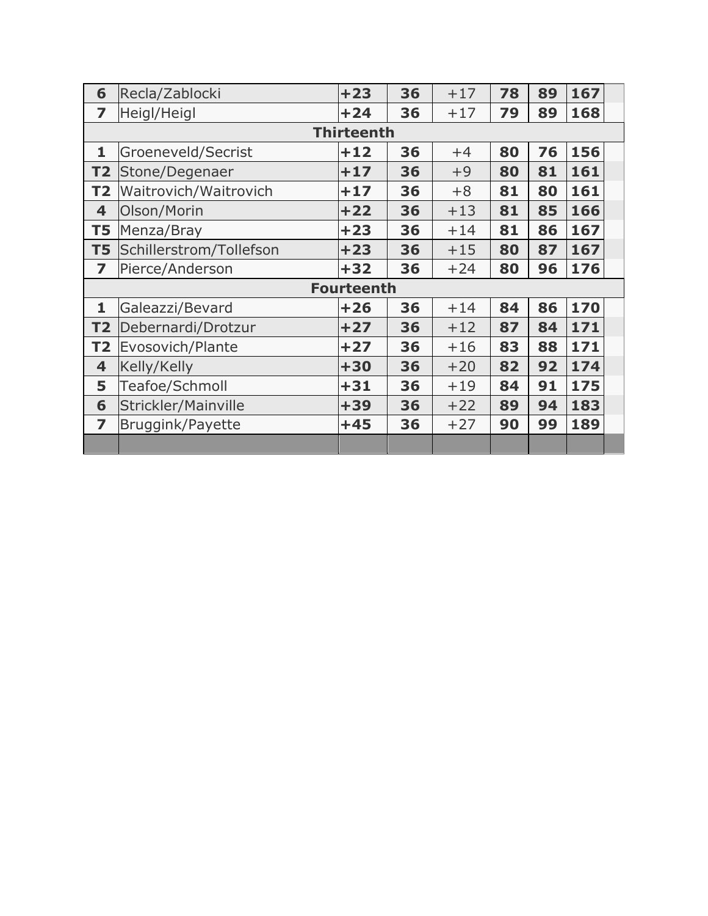| | | | | | | | | |
|---|---|---|---|---|---|---|---|---|
| **6** | Recla/Zablocki | **+23** | **36** | +17 | **78** | **89** | **167** | |
| **7** | Heigl/Heigl | **+24** | **36** | +17 | **79** | **89** | **168** | |
| | | **Thirteenth** | | | | | | |
| **1** | Groeneveld/Secrist | **+12** | **36** | +4 | **80** | **76** | **156** | |
| **T2** | Stone/Degenaer | **+17** | **36** | +9 | **80** | **81** | **161** | |
| **T2** | Waitrovich/Waitrovich | **+17** | **36** | +8 | **81** | **80** | **161** | |
| **4** | Olson/Morin | **+22** | **36** | +13 | **81** | **85** | **166** | |
| **T5** | Menza/Bray | **+23** | **36** | +14 | **81** | **86** | **167** | |
| **T5** | Schillerstrom/Tollefson | **+23** | **36** | +15 | **80** | **87** | **167** | |
| **7** | Pierce/Anderson | **+32** | **36** | +24 | **80** | **96** | **176** | |
| | | **Fourteenth** | | | | | | |
| **1** | Galeazzi/Bevard | **+26** | **36** | +14 | **84** | **86** | **170** | |
| **T2** | Debernardi/Drotzur | **+27** | **36** | +12 | **87** | **84** | **171** | |
| **T2** | Evosovich/Plante | **+27** | **36** | +16 | **83** | **88** | **171** | |
| **4** | Kelly/Kelly | **+30** | **36** | +20 | **82** | **92** | **174** | |
| **5** | Teafoe/Schmoll | **+31** | **36** | +19 | **84** | **91** | **175** | |
| **6** | Strickler/Mainville | **+39** | **36** | +22 | **89** | **94** | **183** | |
| **7** | Bruggink/Payette | **+45** | **36** | +27 | **90** | **99** | **189** | |